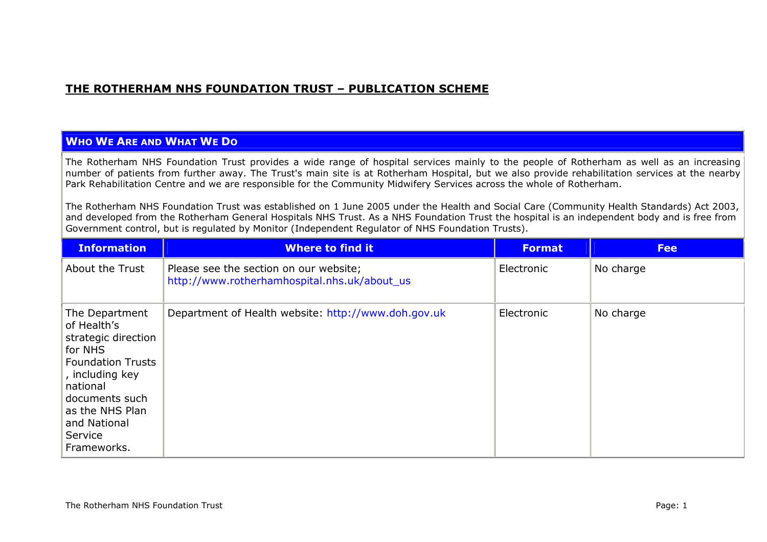# THE ROTHERHAM NHS FOUNDATION TRUST – PUBLICATION SCHEME

## WHO WE ARE AND WHAT WE DO

The Rotherham NHS Foundation Trust provides a wide range of hospital services mainly to the people of Rotherham as well as an increasing number of patients from further away. The Trust's main site is at Rotherham Hospital, but we also provide rehabilitation services at the nearby Park Rehabilitation Centre and we are responsible for the Community Midwifery Services across the whole of Rotherham.

The Rotherham NHS Foundation Trust was established on 1 June 2005 under the Health and Social Care (Community Health Standards) Act 2003, and developed from the Rotherham General Hospitals NHS Trust. As a NHS Foundation Trust the hospital is an independent body and is free from Government control, but is regulated by Monitor (Independent Regulator of NHS Foundation Trusts).

| Information | Where to find it | Format | Fee |
|---|---|---|---|
| About the Trust | Please see the section on our website; http://www.rotherhamhospital.nhs.uk/about_us | Electronic | No charge |
| The Department of Health's strategic direction for NHS Foundation Trusts , including key national documents such as the NHS Plan and National Service Frameworks. | Department of Health website: http://www.doh.gov.uk | Electronic | No charge |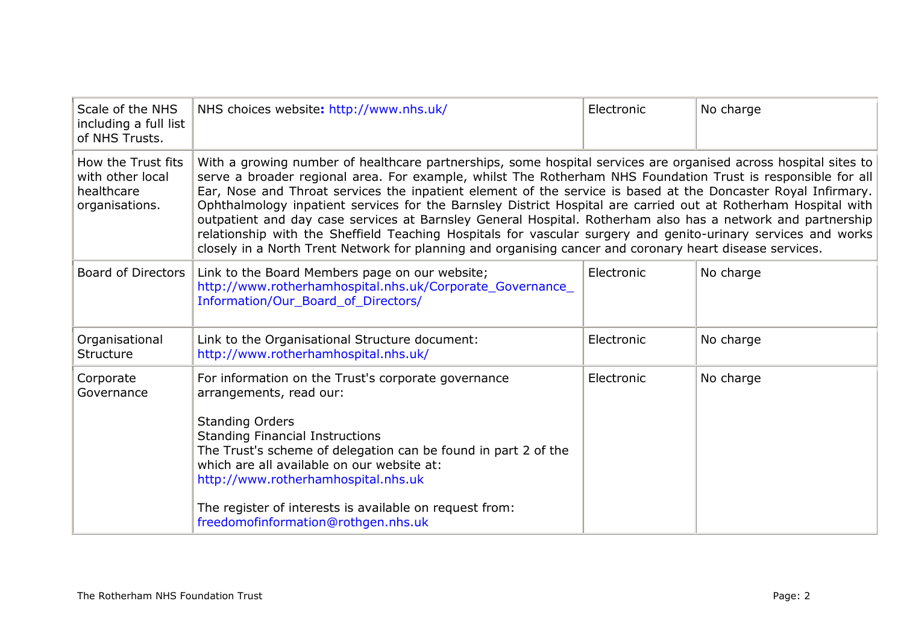| Scale of the NHS including a full list of NHS Trusts. | NHS choices website: http://www.nhs.uk/ | Electronic | No charge |
|---|---|---|---|
| How the Trust fits with other local healthcare organisations. | With a growing number of healthcare partnerships, some hospital services are organised across hospital sites to serve a broader regional area. For example, whilst The Rotherham NHS Foundation Trust is responsible for all Ear, Nose and Throat services the inpatient element of the service is based at the Doncaster Royal Infirmary. Ophthalmology inpatient services for the Barnsley District Hospital are carried out at Rotherham Hospital with outpatient and day case services at Barnsley General Hospital. Rotherham also has a network and partnership relationship with the Sheffield Teaching Hospitals for vascular surgery and genito-urinary services and works closely in a North Trent Network for planning and organising cancer and coronary heart disease services. | | |
| Board of Directors | Link to the Board Members page on our website; http://www.rotherhamhospital.nhs.uk/Corporate_Governance_Information/Our_Board_of_Directors/ | Electronic | No charge |
| Organisational Structure | Link to the Organisational Structure document: http://www.rotherhamhospital.nhs.uk/ | Electronic | No charge |
| Corporate Governance | For information on the Trust's corporate governance arrangements, read our:<br><br>Standing Orders<br>Standing Financial Instructions<br>The Trust's scheme of delegation can be found in part 2 of the which are all available on our website at: http://www.rotherhamhospital.nhs.uk<br><br>The register of interests is available on request from: freedomofinformation@rothgen.nhs.uk | Electronic | No charge |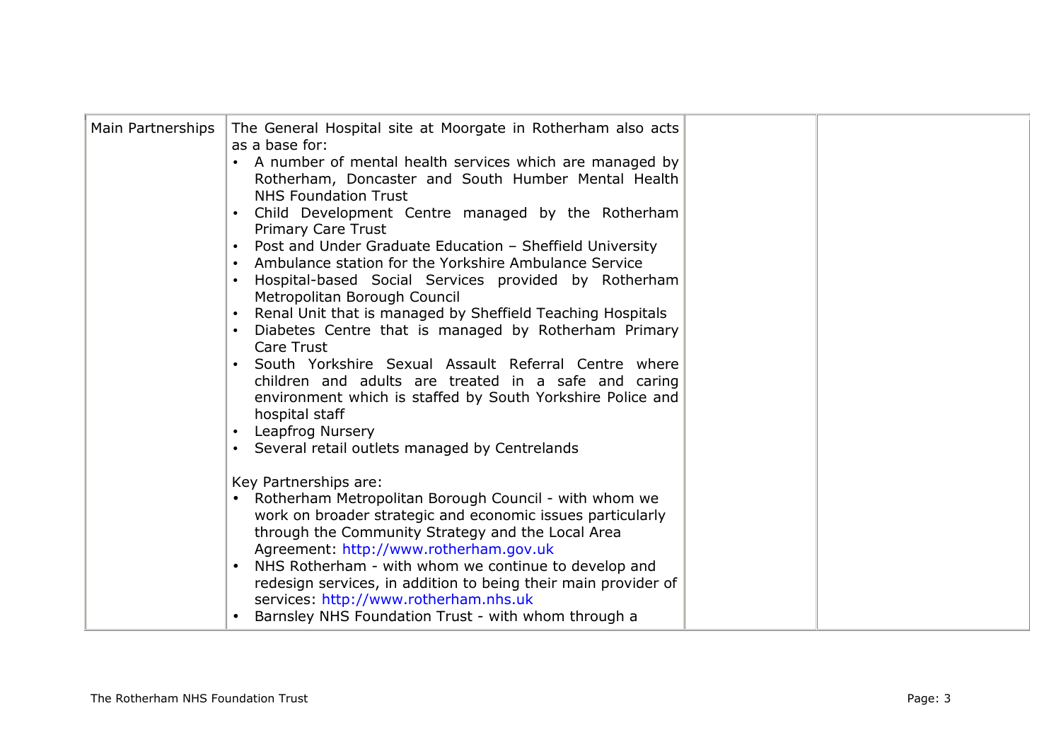| Main Partnerships | The General Hospital site at Moorgate in Rotherham also acts as a base for:<br>• A number of mental health services which are managed by Rotherham, Doncaster and South Humber Mental Health NHS Foundation Trust<br>• Child Development Centre managed by the Rotherham Primary Care Trust<br>• Post and Under Graduate Education – Sheffield University<br>• Ambulance station for the Yorkshire Ambulance Service<br>• Hospital-based Social Services provided by Rotherham Metropolitan Borough Council<br>• Renal Unit that is managed by Sheffield Teaching Hospitals<br>• Diabetes Centre that is managed by Rotherham Primary Care Trust<br>• South Yorkshire Sexual Assault Referral Centre where children and adults are treated in a safe and caring environment which is staffed by South Yorkshire Police and hospital staff<br>• Leapfrog Nursery<br>• Several retail outlets managed by Centrelands<br><br>Key Partnerships are:<br>• Rotherham Metropolitan Borough Council - with whom we work on broader strategic and economic issues particularly through the Community Strategy and the Local Area Agreement: http://www.rotherham.gov.uk<br>• NHS Rotherham - with whom we continue to develop and redesign services, in addition to being their main provider of services: http://www.rotherham.nhs.uk<br>• Barnsley NHS Foundation Trust - with whom through a | | |
|---|---|---|---|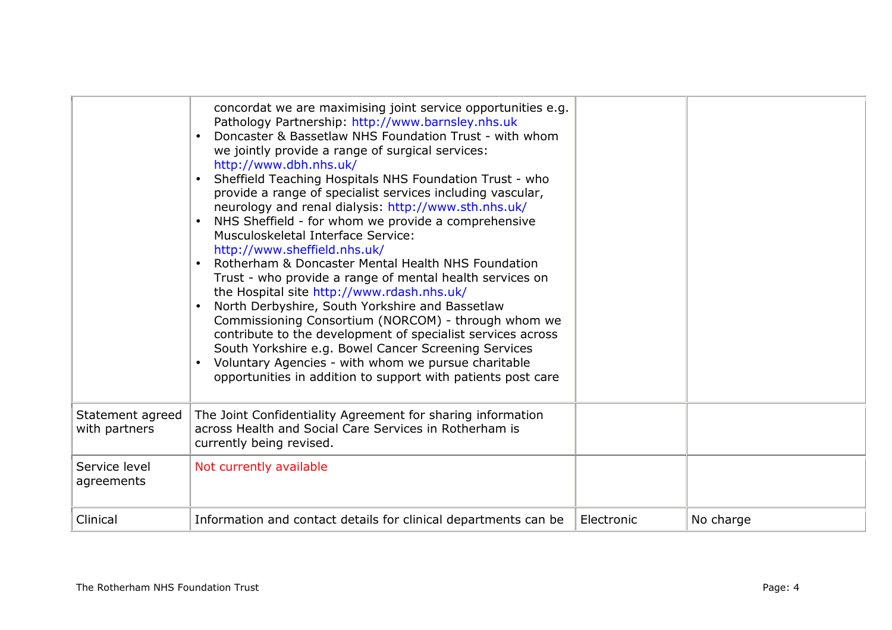| | | | |
|---|---|---|---|
| | concordat we are maximising joint service opportunities e.g. Pathology Partnership: http://www.barnsley.nhs.uk<br>• Doncaster & Bassetlaw NHS Foundation Trust - with whom we jointly provide a range of surgical services: http://www.dbh.nhs.uk/<br>• Sheffield Teaching Hospitals NHS Foundation Trust - who provide a range of specialist services including vascular, neurology and renal dialysis: http://www.sth.nhs.uk/<br>• NHS Sheffield - for whom we provide a comprehensive Musculoskeletal Interface Service: http://www.sheffield.nhs.uk/<br>• Rotherham & Doncaster Mental Health NHS Foundation Trust - who provide a range of mental health services on the Hospital site http://www.rdash.nhs.uk/<br>• North Derbyshire, South Yorkshire and Bassetlaw Commissioning Consortium (NORCOM) - through whom we contribute to the development of specialist services across South Yorkshire e.g. Bowel Cancer Screening Services<br>• Voluntary Agencies - with whom we pursue charitable opportunities in addition to support with patients post care | | |
| Statement agreed with partners | The Joint Confidentiality Agreement for sharing information across Health and Social Care Services in Rotherham is currently being revised. | | |
| Service level agreements | Not currently available | | |
| Clinical | Information and contact details for clinical departments can be | Electronic | No charge |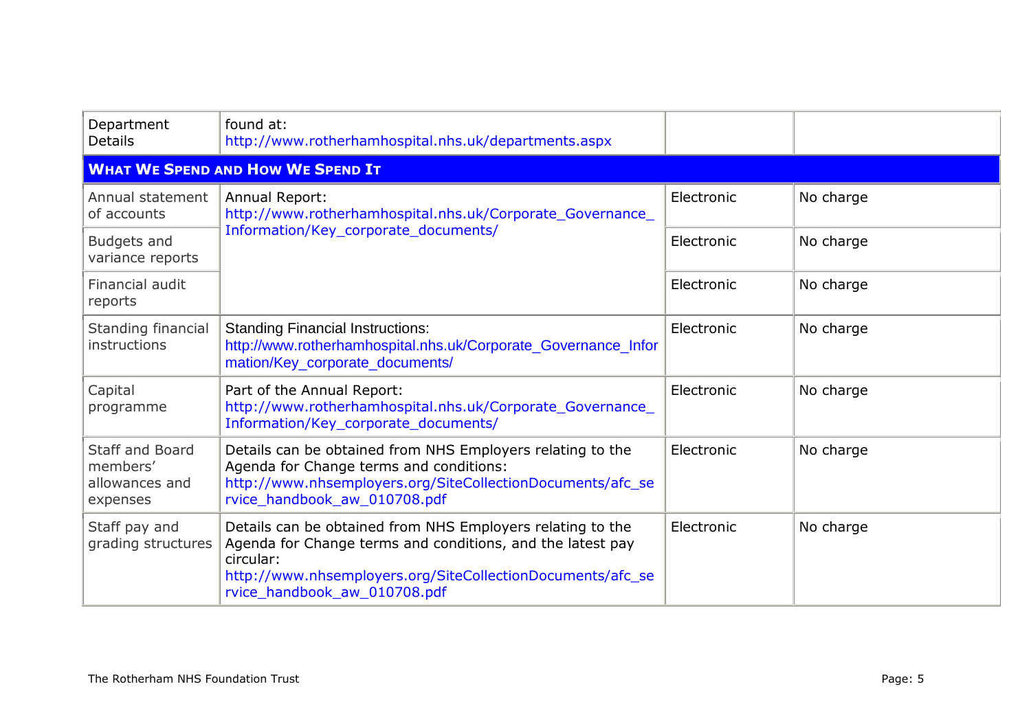| | | | |
|---|---|---|---|
| Department Details | found at: http://www.rotherhamhospital.nhs.uk/departments.aspx | | |
| **WHAT WE SPEND AND HOW WE SPEND IT** | | | |
| Annual statement of accounts | Annual Report: http://www.rotherhamhospital.nhs.uk/Corporate_Governance_Information/Key_corporate_documents/ | Electronic | No charge |
| Budgets and variance reports | | Electronic | No charge |
| Financial audit reports | | Electronic | No charge |
| Standing financial instructions | Standing Financial Instructions: http://www.rotherhamhospital.nhs.uk/Corporate_Governance_Information/Key_corporate_documents/ | Electronic | No charge |
| Capital programme | Part of the Annual Report: http://www.rotherhamhospital.nhs.uk/Corporate_Governance_Information/Key_corporate_documents/ | Electronic | No charge |
| Staff and Board members' allowances and expenses | Details can be obtained from NHS Employers relating to the Agenda for Change terms and conditions: http://www.nhsemployers.org/SiteCollectionDocuments/afc_service_handbook_aw_010708.pdf | Electronic | No charge |
| Staff pay and grading structures | Details can be obtained from NHS Employers relating to the Agenda for Change terms and conditions, and the latest pay circular: http://www.nhsemployers.org/SiteCollectionDocuments/afc_service_handbook_aw_010708.pdf | Electronic | No charge |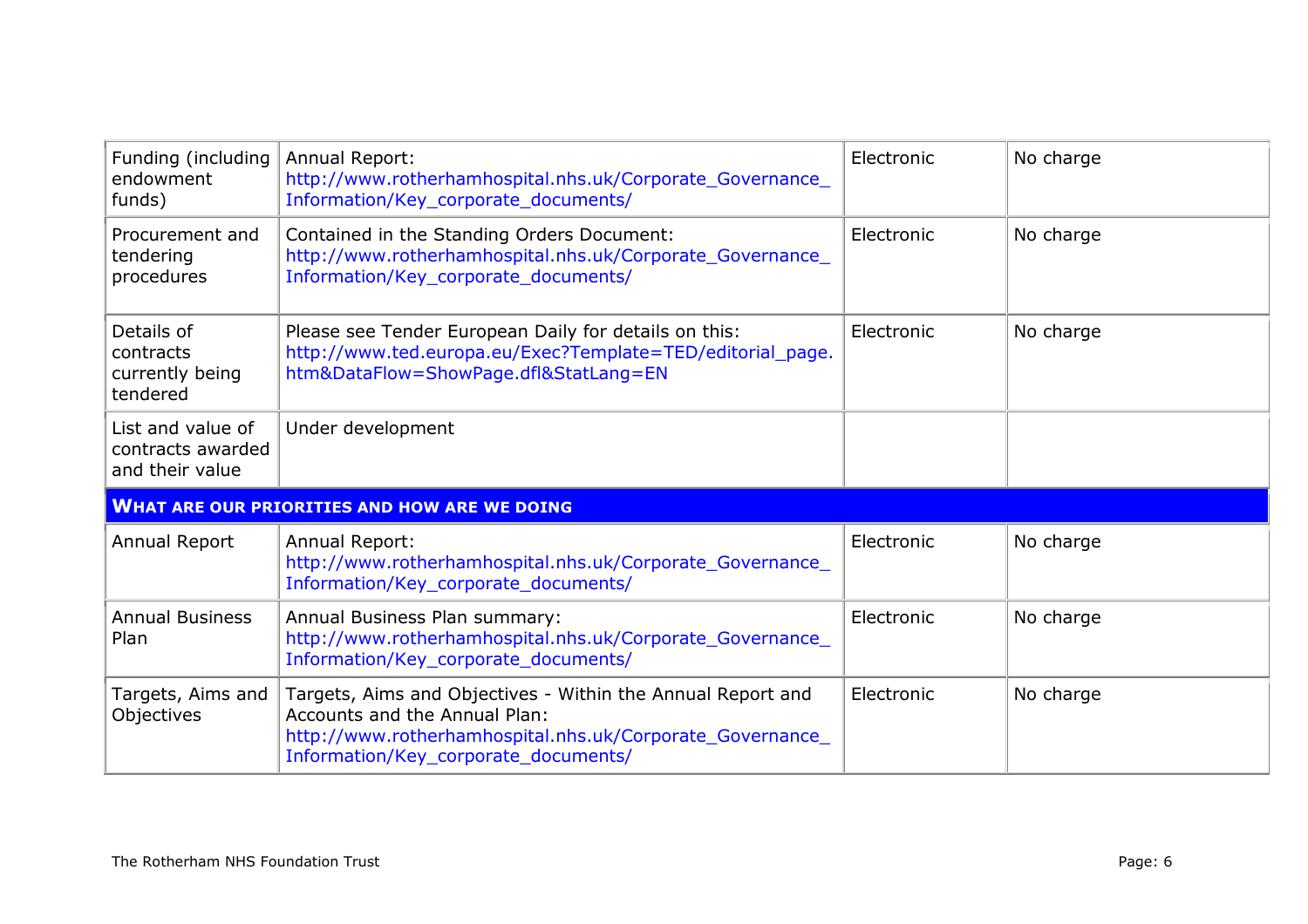| | | | |
|---|---|---|---|
| Funding (including endowment funds) | Annual Report: http://www.rotherhamhospital.nhs.uk/Corporate_Governance_Information/Key_corporate_documents/ | Electronic | No charge |
| Procurement and tendering procedures | Contained in the Standing Orders Document: http://www.rotherhamhospital.nhs.uk/Corporate_Governance_Information/Key_corporate_documents/ | Electronic | No charge |
| Details of contracts currently being tendered | Please see Tender European Daily for details on this: http://www.ted.europa.eu/Exec?Template=TED/editorial_page.htm&DataFlow=ShowPage.dfl&StatLang=EN | Electronic | No charge |
| List and value of contracts awarded and their value | Under development | | |
| **WHAT ARE OUR PRIORITIES AND HOW ARE WE DOING** | | | |
| Annual Report | Annual Report: http://www.rotherhamhospital.nhs.uk/Corporate_Governance_Information/Key_corporate_documents/ | Electronic | No charge |
| Annual Business Plan | Annual Business Plan summary: http://www.rotherhamhospital.nhs.uk/Corporate_Governance_Information/Key_corporate_documents/ | Electronic | No charge |
| Targets, Aims and Objectives | Targets, Aims and Objectives - Within the Annual Report and Accounts and the Annual Plan: http://www.rotherhamhospital.nhs.uk/Corporate_Governance_Information/Key_corporate_documents/ | Electronic | No charge |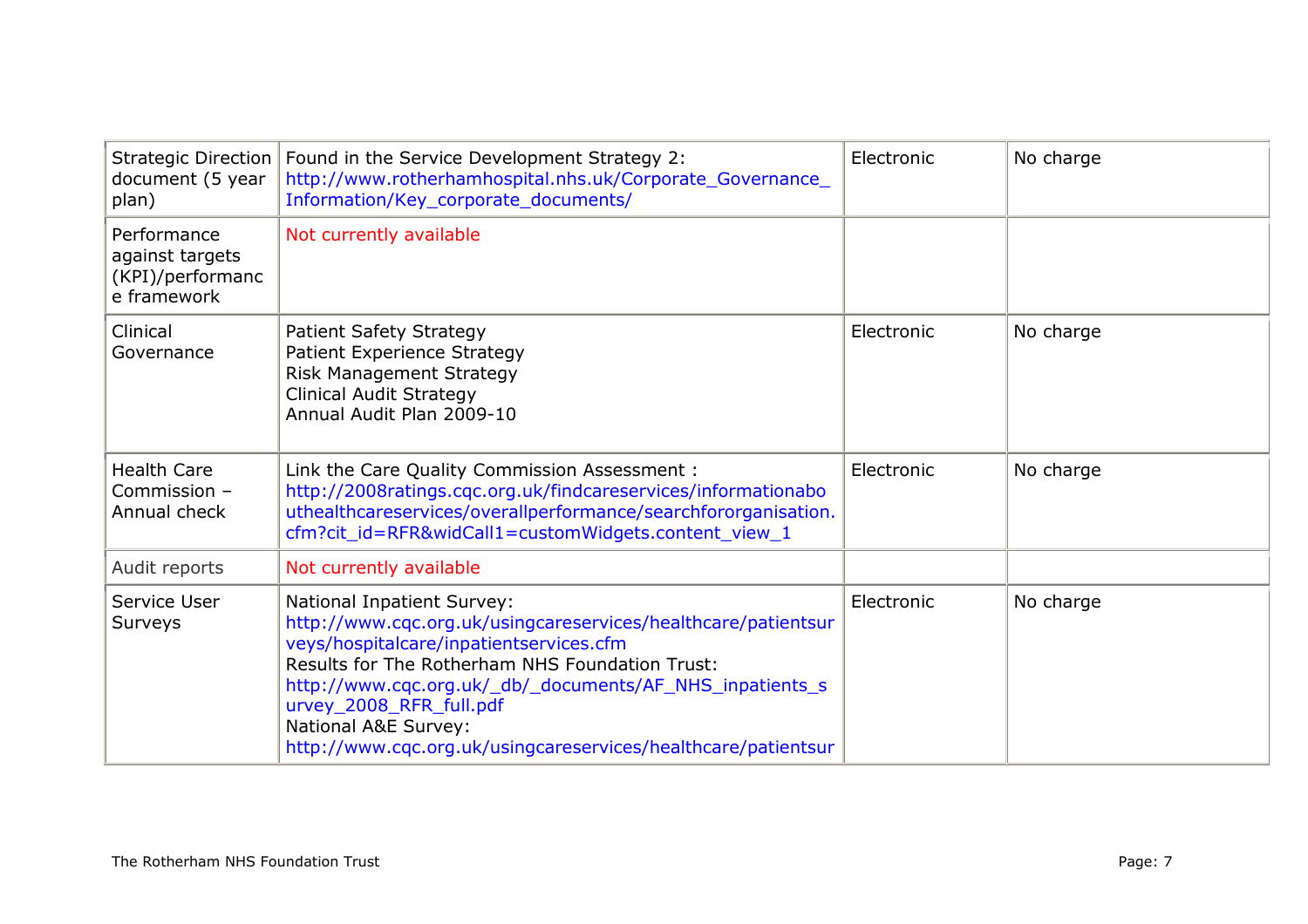| | | | |
|---|---|---|---|
| Strategic Direction document (5 year plan) | Found in the Service Development Strategy 2: http://www.rotherhamhospital.nhs.uk/Corporate_Governance_Information/Key_corporate_documents/ | Electronic | No charge |
| Performance against targets (KPI)/performance framework | Not currently available | | |
| Clinical Governance | Patient Safety Strategy<br>Patient Experience Strategy<br>Risk Management Strategy<br>Clinical Audit Strategy<br>Annual Audit Plan 2009-10 | Electronic | No charge |
| Health Care Commission – Annual check | Link the Care Quality Commission Assessment : http://2008ratings.cqc.org.uk/findcareservices/informationabouthealthcareservices/overallperformance/searchfororganisation.cfm?cit_id=RFR&widCall1=customWidgets.content_view_1 | Electronic | No charge |
| Audit reports | Not currently available | | |
| Service User Surveys | National Inpatient Survey:<br>http://www.cqc.org.uk/usingcareservices/healthcare/patientsurveys/hospitalcare/inpatientservices.cfm<br>Results for The Rotherham NHS Foundation Trust:<br>http://www.cqc.org.uk/_db/_documents/AF_NHS_inpatients_survey_2008_RFR_full.pdf<br>National A&E Survey:<br>http://www.cqc.org.uk/usingcareservices/healthcare/patientsur | Electronic | No charge |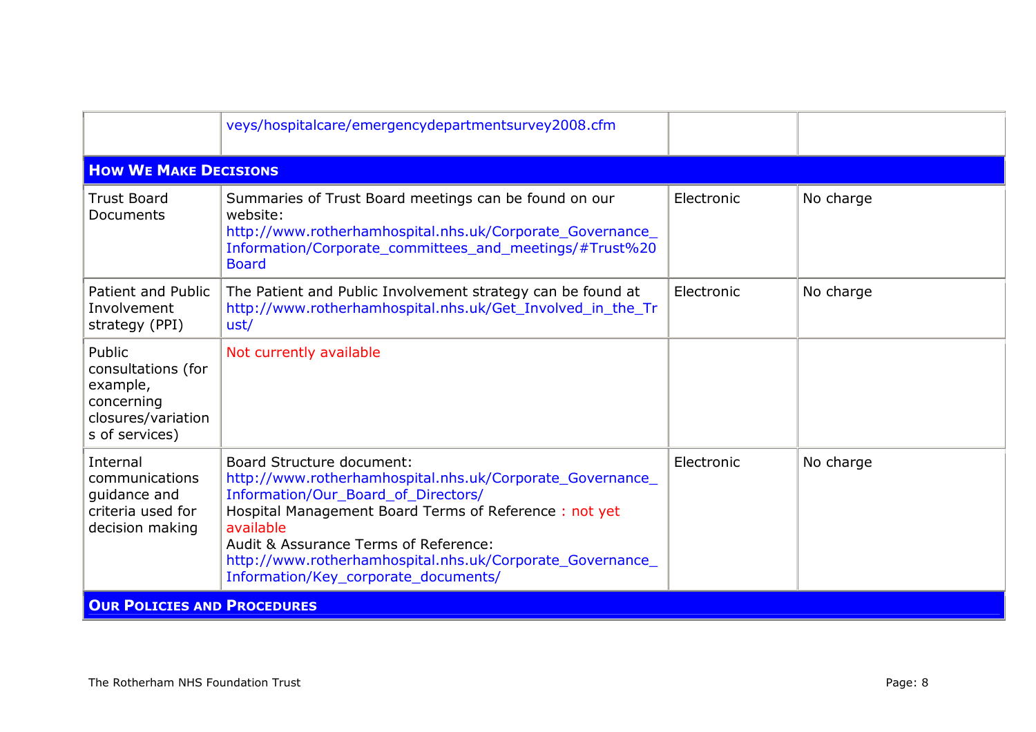| | | | |
|---|---|---|---|
| | veys/hospitalcare/emergencydepartmentsurvey2008.cfm | | |
| **How We Make Decisions** | | | |
| Trust Board Documents | Summaries of Trust Board meetings can be found on our website: http://www.rotherhamhospital.nhs.uk/Corporate_Governance_Information/Corporate_committees_and_meetings/#Trust%20Board | Electronic | No charge |
| Patient and Public Involvement strategy (PPI) | The Patient and Public Involvement strategy can be found at http://www.rotherhamhospital.nhs.uk/Get_Involved_in_the_Trust/ | Electronic | No charge |
| Public consultations (for example, concerning closures/variations of services) | Not currently available | | |
| Internal communications guidance and criteria used for decision making | Board Structure document: http://www.rotherhamhospital.nhs.uk/Corporate_Governance_Information/Our_Board_of_Directors/ Hospital Management Board Terms of Reference : not yet available Audit & Assurance Terms of Reference: http://www.rotherhamhospital.nhs.uk/Corporate_Governance_Information/Key_corporate_documents/ | Electronic | No charge |
| **Our Policies and Procedures** | | | |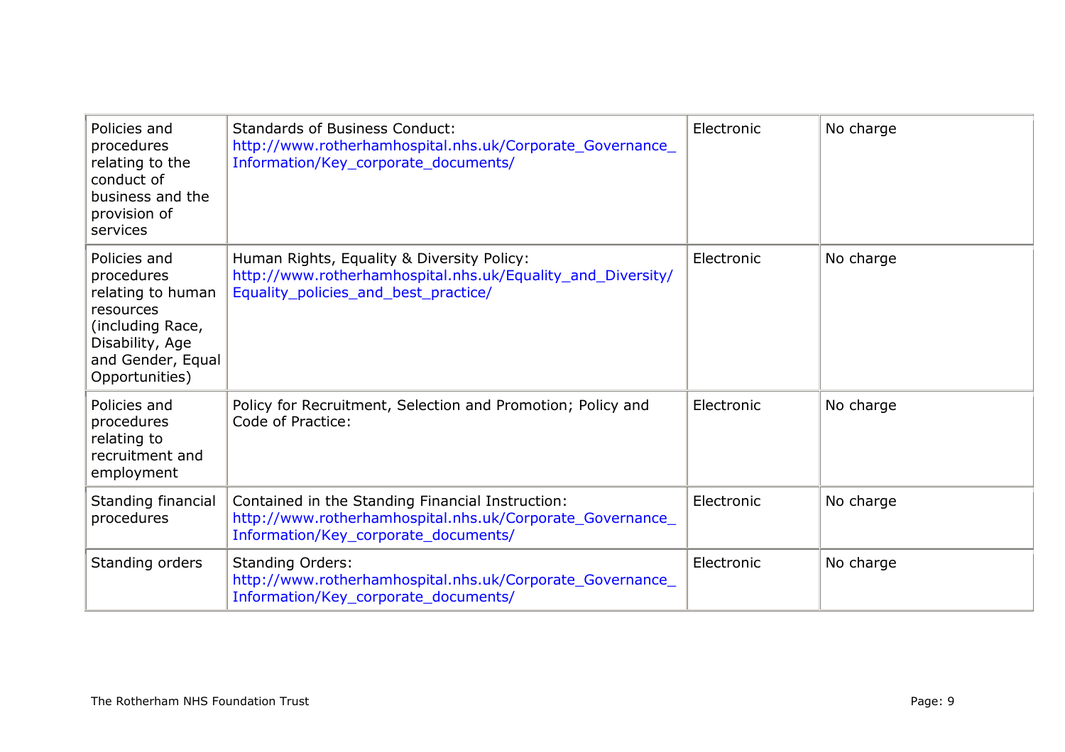| Policies and procedures relating to the conduct of business and the provision of services | Standards of Business Conduct: http://www.rotherhamhospital.nhs.uk/Corporate_Governance_Information/Key_corporate_documents/ | Electronic | No charge |
|---|---|---|---|
| Policies and procedures relating to human resources (including Race, Disability, Age and Gender, Equal Opportunities) | Human Rights, Equality & Diversity Policy: http://www.rotherhamhospital.nhs.uk/Equality_and_Diversity/Equality_policies_and_best_practice/ | Electronic | No charge |
| Policies and procedures relating to recruitment and employment | Policy for Recruitment, Selection and Promotion; Policy and Code of Practice: | Electronic | No charge |
| Standing financial procedures | Contained in the Standing Financial Instruction: http://www.rotherhamhospital.nhs.uk/Corporate_Governance_Information/Key_corporate_documents/ | Electronic | No charge |
| Standing orders | Standing Orders: http://www.rotherhamhospital.nhs.uk/Corporate_Governance_Information/Key_corporate_documents/ | Electronic | No charge |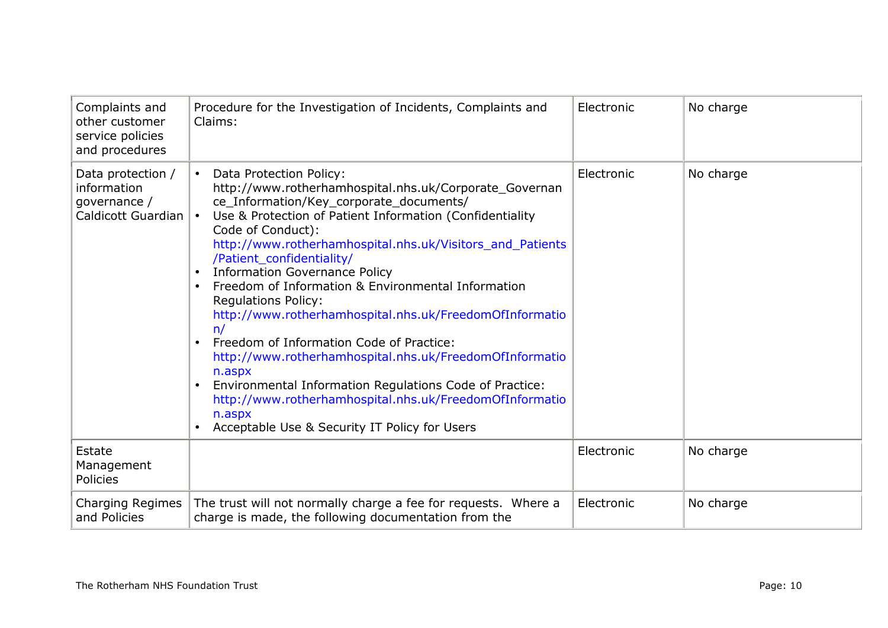| Complaints and other customer service policies and procedures | Procedure for the Investigation of Incidents, Complaints and Claims: | Electronic | No charge |
|---|---|---|---|
| Data protection / information governance / Caldicott Guardian | • Data Protection Policy: http://www.rotherhamhospital.nhs.uk/Corporate_Governance_Information/Key_corporate_documents/<br>• Use & Protection of Patient Information (Confidentiality Code of Conduct): http://www.rotherhamhospital.nhs.uk/Visitors_and_Patients/Patient_confidentiality/<br>• Information Governance Policy<br>• Freedom of Information & Environmental Information Regulations Policy: http://www.rotherhamhospital.nhs.uk/FreedomOfInformation/<br>• Freedom of Information Code of Practice: http://www.rotherhamhospital.nhs.uk/FreedomOfInformation.aspx<br>• Environmental Information Regulations Code of Practice: http://www.rotherhamhospital.nhs.uk/FreedomOfInformation.aspx<br>• Acceptable Use & Security IT Policy for Users | Electronic | No charge |
| Estate Management Policies | | Electronic | No charge |
| Charging Regimes and Policies | The trust will not normally charge a fee for requests. Where a charge is made, the following documentation from the | Electronic | No charge |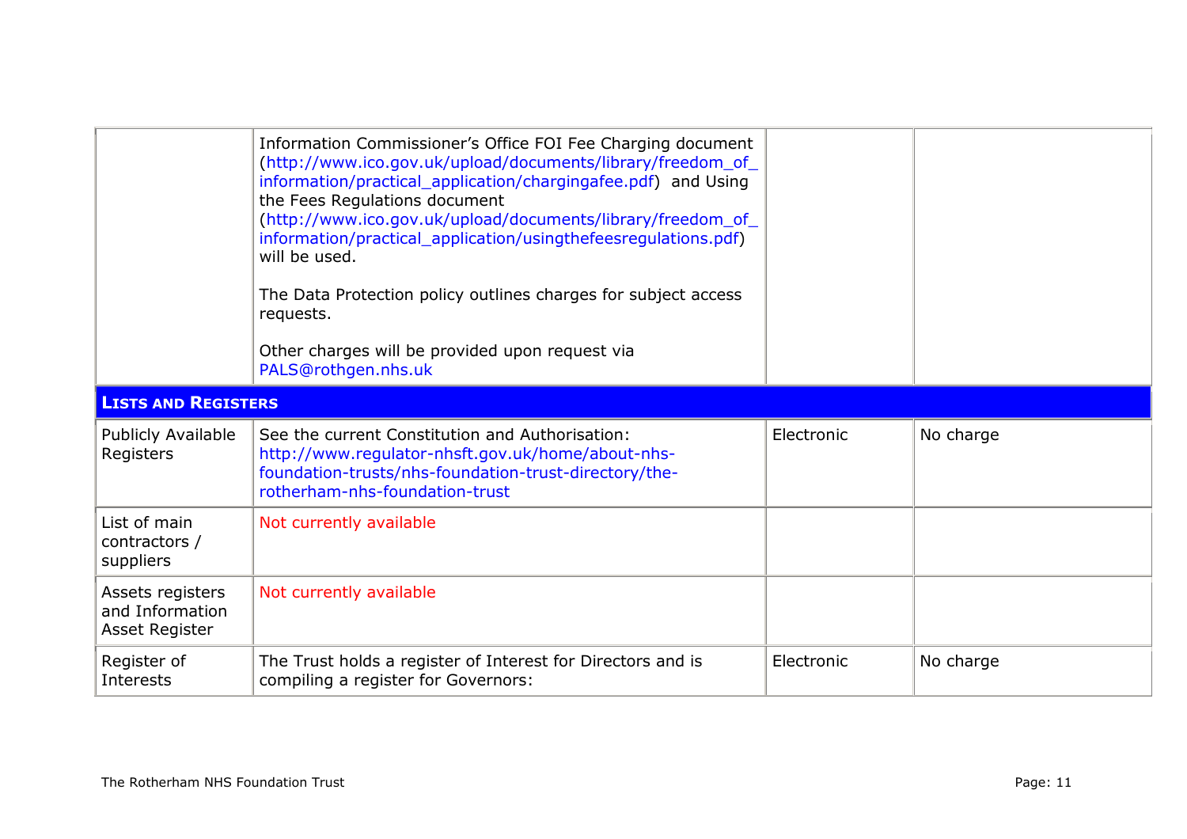| | | | |
|---|---|---|---|
| | Information Commissioner's Office FOI Fee Charging document (http://www.ico.gov.uk/upload/documents/library/freedom_of_information/practical_application/chargingafee.pdf) and Using the Fees Regulations document (http://www.ico.gov.uk/upload/documents/library/freedom_of_information/practical_application/usingthefeesregulations.pdf) will be used.<br><br>The Data Protection policy outlines charges for subject access requests.<br><br>Other charges will be provided upon request via PALS@rothgen.nhs.uk | | |
| **LISTS AND REGISTERS** | | | |
| Publicly Available Registers | See the current Constitution and Authorisation: http://www.regulator-nhsft.gov.uk/home/about-nhs-foundation-trusts/nhs-foundation-trust-directory/the-rotherham-nhs-foundation-trust | Electronic | No charge |
| List of main contractors / suppliers | Not currently available | | |
| Assets registers and Information Asset Register | Not currently available | | |
| Register of Interests | The Trust holds a register of Interest for Directors and is compiling a register for Governors: | Electronic | No charge |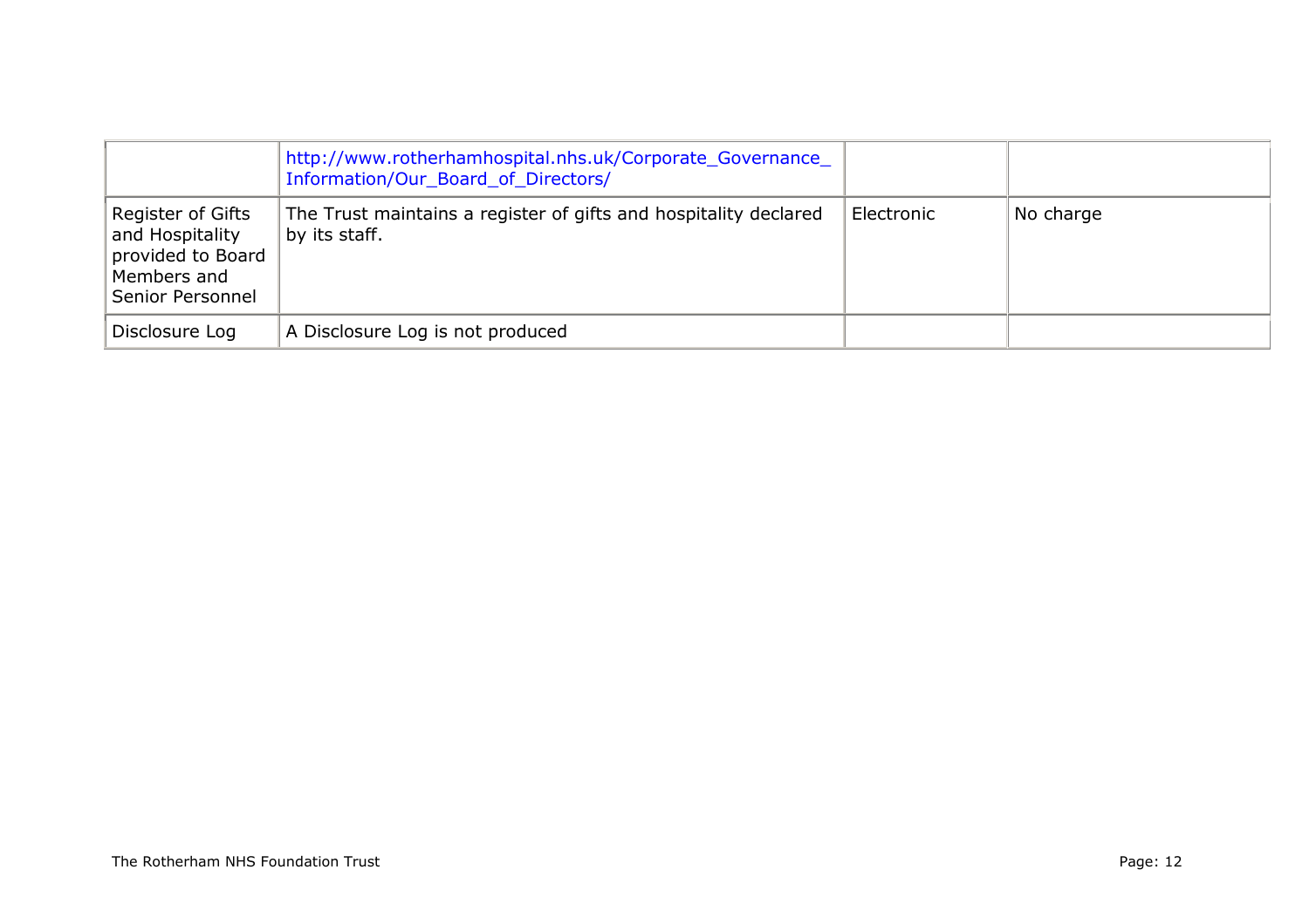| | | | |
|---|---|---|---|
| | http://www.rotherhamhospital.nhs.uk/Corporate_Governance_Information/Our_Board_of_Directors/ | | |
| Register of Gifts and Hospitality provided to Board Members and Senior Personnel | The Trust maintains a register of gifts and hospitality declared by its staff. | Electronic | No charge |
| Disclosure Log | A Disclosure Log is not produced | | |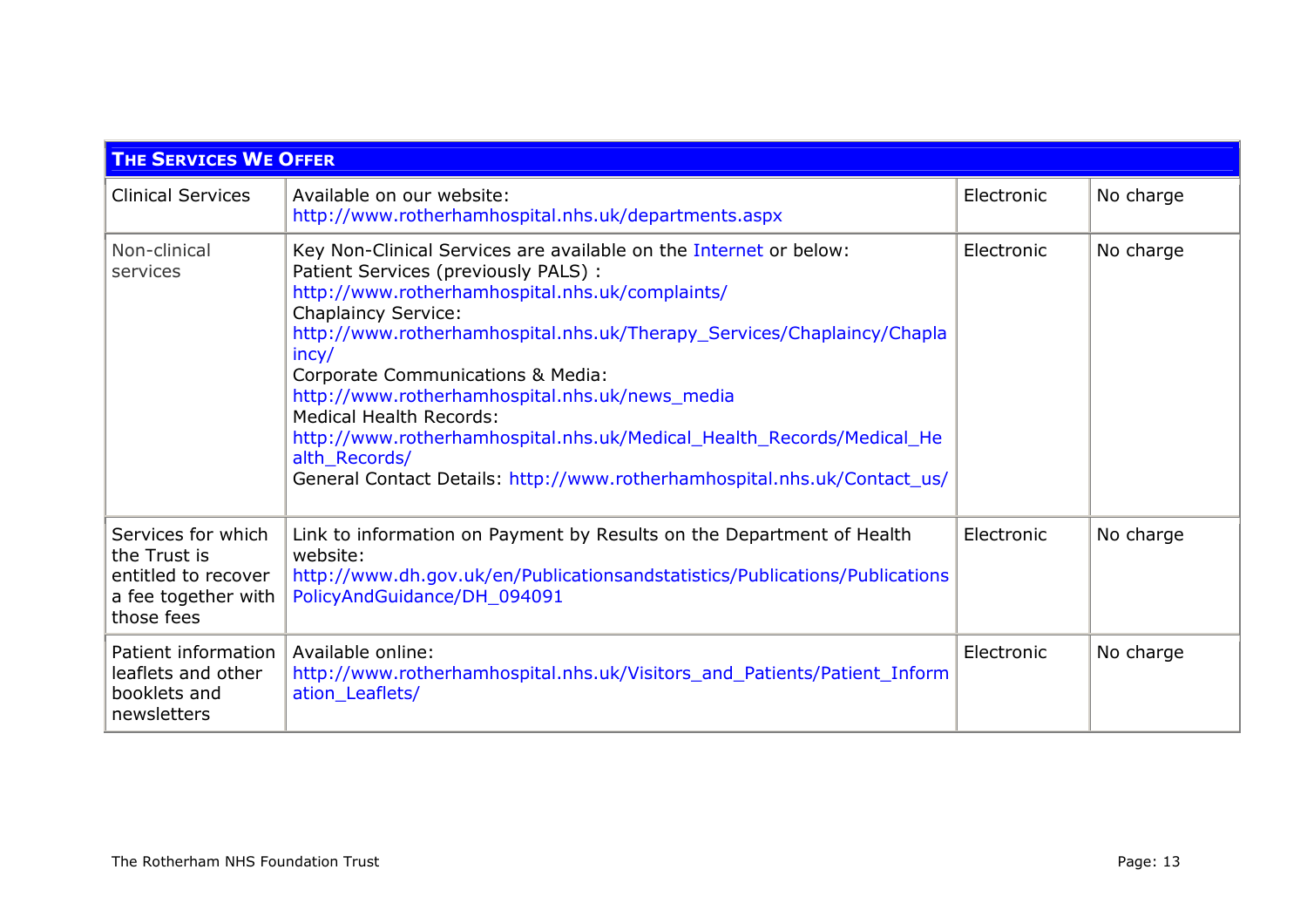| THE SERVICES WE OFFER | | | |
|---|---|---|---|
| Clinical Services | Available on our website: http://www.rotherhamhospital.nhs.uk/departments.aspx | Electronic | No charge |
| Non-clinical services | Key Non-Clinical Services are available on the Internet or below:<br>Patient Services (previously PALS) :<br>http://www.rotherhamhospital.nhs.uk/complaints/<br>Chaplaincy Service:<br>http://www.rotherhamhospital.nhs.uk/Therapy_Services/Chaplaincy/Chaplaincy/<br>Corporate Communications & Media:<br>http://www.rotherhamhospital.nhs.uk/news_media<br>Medical Health Records:<br>http://www.rotherhamhospital.nhs.uk/Medical_Health_Records/Medical_Health_Records/<br>General Contact Details: http://www.rotherhamhospital.nhs.uk/Contact_us/ | Electronic | No charge |
| Services for which the Trust is entitled to recover a fee together with those fees | Link to information on Payment by Results on the Department of Health website:<br>http://www.dh.gov.uk/en/Publicationsandstatistics/Publications/PublicationsPolicyAndGuidance/DH_094091 | Electronic | No charge |
| Patient information leaflets and other booklets and newsletters | Available online:<br>http://www.rotherhamhospital.nhs.uk/Visitors_and_Patients/Patient_Information_Leaflets/ | Electronic | No charge |